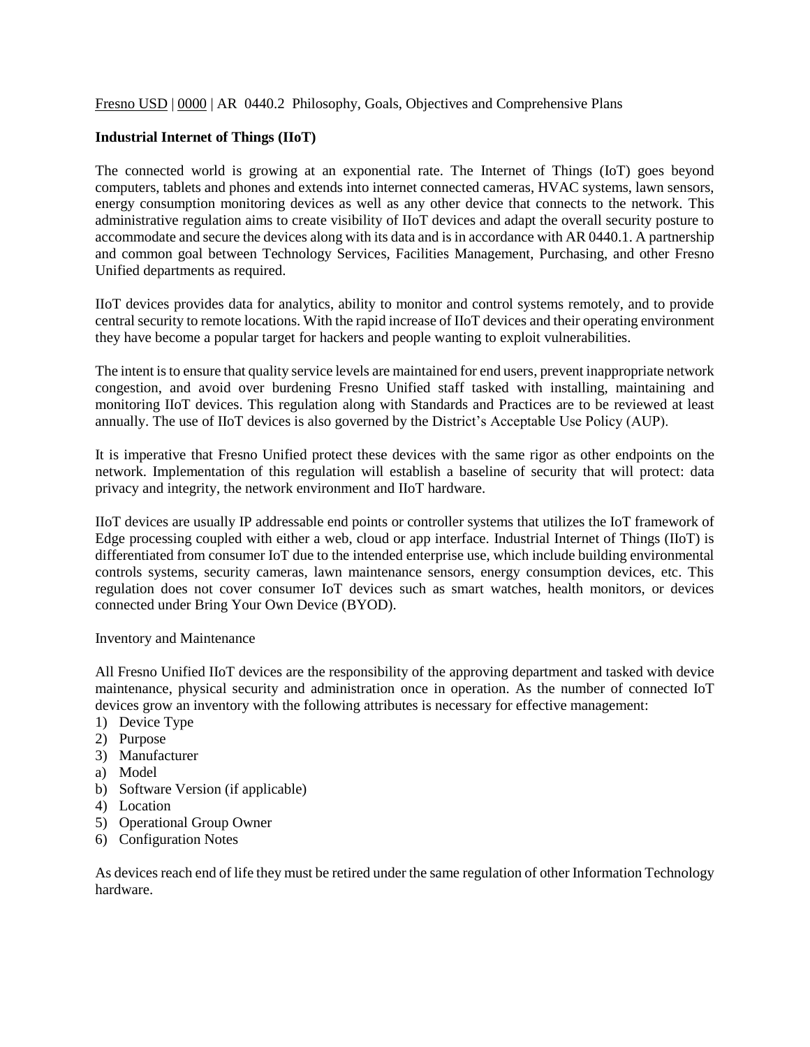Fresno USD | 0000 | AR 0440.2 Philosophy, Goals, Objectives and Comprehensive Plans

**Industrial Internet of Things (IIoT)**

The connected world is growing at an exponential rate. The Internet of Things (IoT) goes beyond computers, tablets and phones and extends into internet connected cameras, HVAC systems, lawn sensors, energy consumption monitoring devices as well as any other device that connects to the network. This administrative regulation aims to create visibility of IIoT devices and adapt the overall security posture to accommodate and secure the devices along with its data and is in accordance with AR 0440.1. A partnership and common goal between Technology Services, Facilities Management, Purchasing, and other Fresno Unified departments as required.

IIoT devices provides data for analytics, ability to monitor and control systems remotely, and to provide central security to remote locations. With the rapid increase of IIoT devices and their operating environment they have become a popular target for hackers and people wanting to exploit vulnerabilities.

The intent is to ensure that quality service levels are maintained for end users, prevent inappropriate network congestion, and avoid over burdening Fresno Unified staff tasked with installing, maintaining and monitoring IIoT devices. This regulation along with Standards and Practices are to be reviewed at least annually. The use of IIoT devices is also governed by the District's Acceptable Use Policy (AUP).

It is imperative that Fresno Unified protect these devices with the same rigor as other endpoints on the network. Implementation of this regulation will establish a baseline of security that will protect: data privacy and integrity, the network environment and IIoT hardware.

IIoT devices are usually IP addressable end points or controller systems that utilizes the IoT framework of Edge processing coupled with either a web, cloud or app interface. Industrial Internet of Things (IIoT) is differentiated from consumer IoT due to the intended enterprise use, which include building environmental controls systems, security cameras, lawn maintenance sensors, energy consumption devices, etc. This regulation does not cover consumer IoT devices such as smart watches, health monitors, or devices connected under Bring Your Own Device (BYOD).

Inventory and Maintenance

All Fresno Unified IIoT devices are the responsibility of the approving department and tasked with device maintenance, physical security and administration once in operation. As the number of connected IoT devices grow an inventory with the following attributes is necessary for effective management:

1) Device Type
2) Purpose
3) Manufacturer
   a) Model
   b) Software Version (if applicable)
4) Location
5) Operational Group Owner
6) Configuration Notes

As devices reach end of life they must be retired under the same regulation of other Information Technology hardware.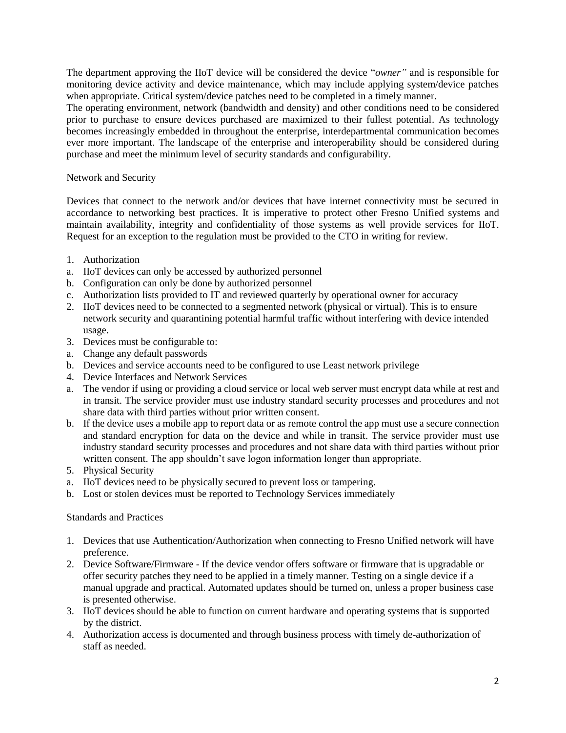The department approving the IIoT device will be considered the device "*owner"* and is responsible for monitoring device activity and device maintenance, which may include applying system/device patches when appropriate. Critical system/device patches need to be completed in a timely manner.
The operating environment, network (bandwidth and density) and other conditions need to be considered prior to purchase to ensure devices purchased are maximized to their fullest potential. As technology becomes increasingly embedded in throughout the enterprise, interdepartmental communication becomes ever more important. The landscape of the enterprise and interoperability should be considered during purchase and meet the minimum level of security standards and configurability.

Network and Security

Devices that connect to the network and/or devices that have internet connectivity must be secured in accordance to networking best practices. It is imperative to protect other Fresno Unified systems and maintain availability, integrity and confidentiality of those systems as well provide services for IIoT. Request for an exception to the regulation must be provided to the CTO in writing for review.

1. Authorization
a. IIoT devices can only be accessed by authorized personnel
b. Configuration can only be done by authorized personnel
c. Authorization lists provided to IT and reviewed quarterly by operational owner for accuracy
2. IIoT devices need to be connected to a segmented network (physical or virtual). This is to ensure network security and quarantining potential harmful traffic without interfering with device intended usage.
3. Devices must be configurable to:
a. Change any default passwords
b. Devices and service accounts need to be configured to use Least network privilege
4. Device Interfaces and Network Services
a. The vendor if using or providing a cloud service or local web server must encrypt data while at rest and in transit. The service provider must use industry standard security processes and procedures and not share data with third parties without prior written consent.
b. If the device uses a mobile app to report data or as remote control the app must use a secure connection and standard encryption for data on the device and while in transit. The service provider must use industry standard security processes and procedures and not share data with third parties without prior written consent. The app shouldn't save logon information longer than appropriate.
5. Physical Security
a. IIoT devices need to be physically secured to prevent loss or tampering.
b. Lost or stolen devices must be reported to Technology Services immediately

Standards and Practices

1. Devices that use Authentication/Authorization when connecting to Fresno Unified network will have preference.
2. Device Software/Firmware - If the device vendor offers software or firmware that is upgradable or offer security patches they need to be applied in a timely manner. Testing on a single device if a manual upgrade and practical. Automated updates should be turned on, unless a proper business case is presented otherwise.
3. IIoT devices should be able to function on current hardware and operating systems that is supported by the district.
4. Authorization access is documented and through business process with timely de-authorization of staff as needed.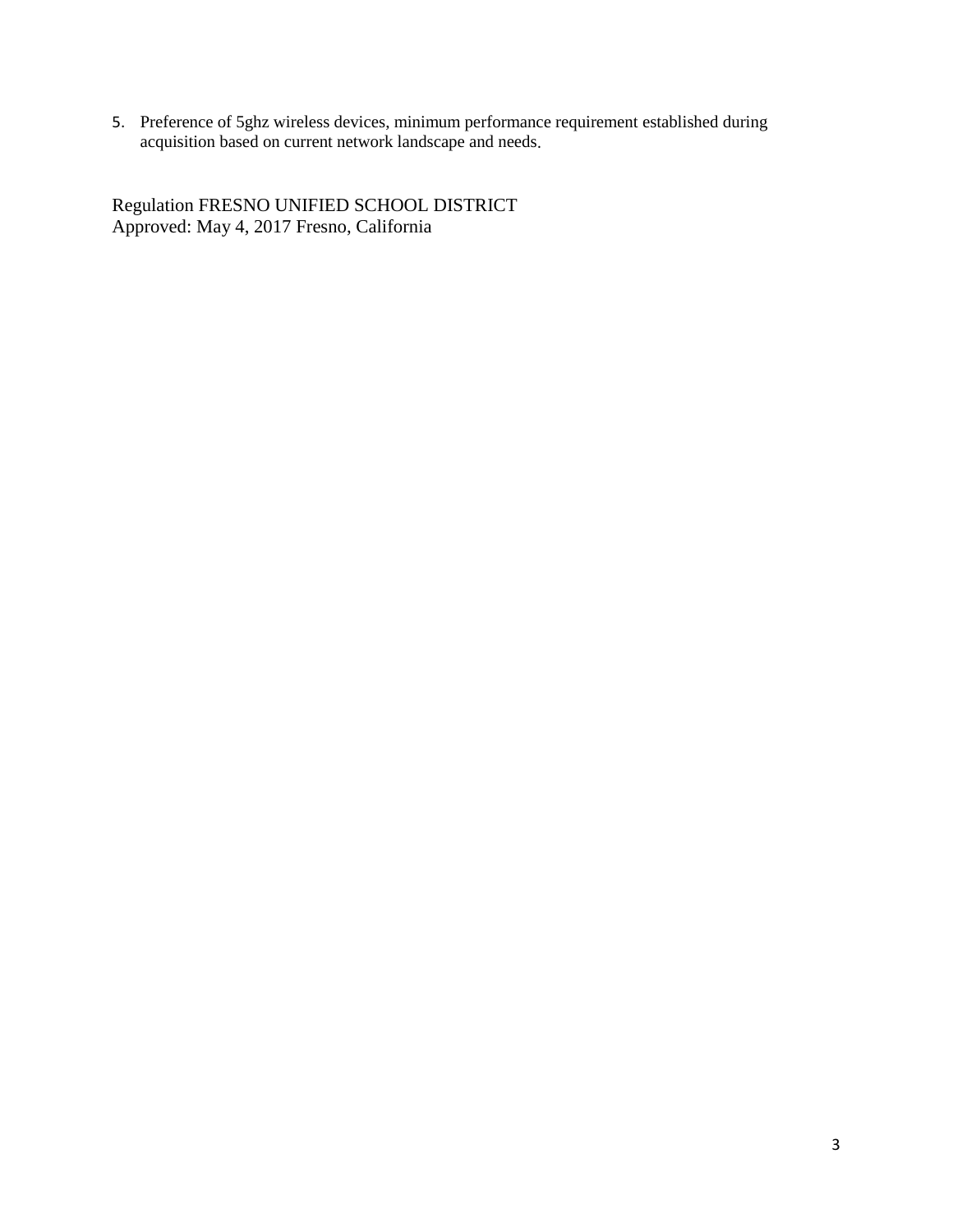5. Preference of 5ghz wireless devices, minimum performance requirement established during acquisition based on current network landscape and needs.

Regulation FRESNO UNIFIED SCHOOL DISTRICT
Approved: May 4, 2017 Fresno, California